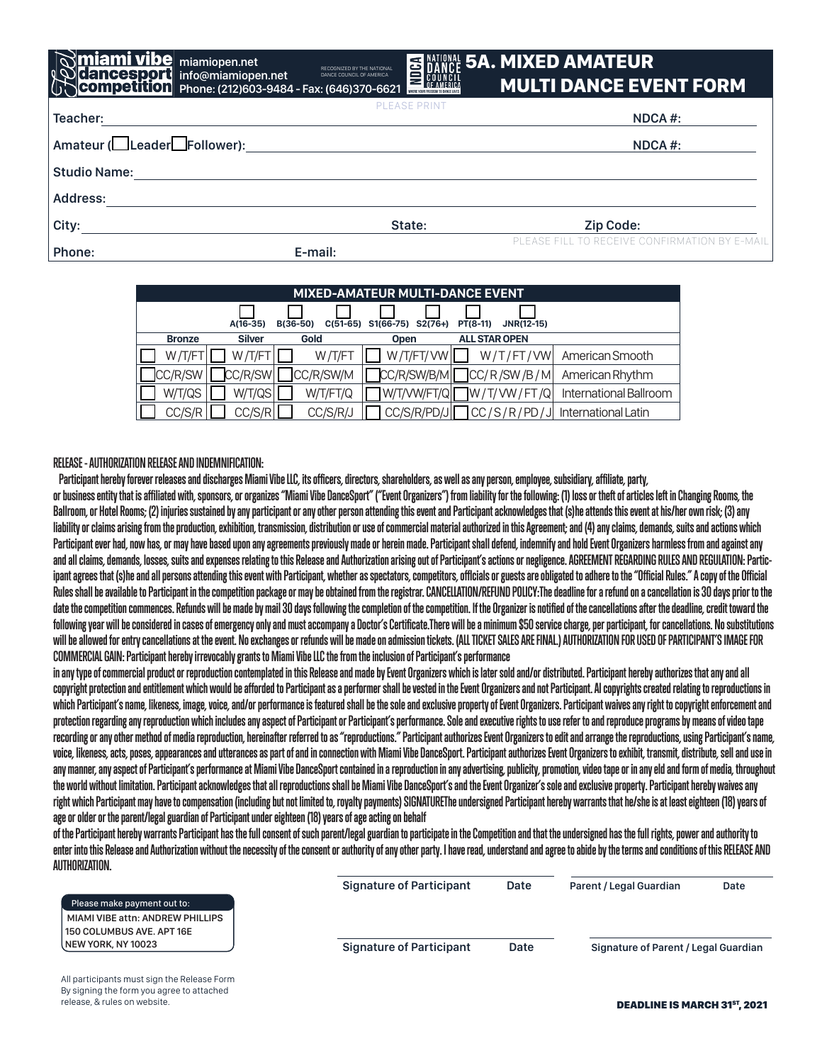# miami vibe dancesport competition

miamiopen.net
info@miamiopen.net
Phone: (212)603-9484 - Fax: (646)370-6621

RECOGNIZED BY THE NATIONAL DANCE COUNCIL OF AMERICA

NDCA NATIONAL DANCE COUNCIL OF AMERICA — WHERE YOUR FREEDOM TO DANCE LIVES

# 5A. MIXED AMATEUR MULTI DANCE EVENT FORM

PLEASE PRINT

Teacher: ______________________________ NDCA #: __________

Amateur (☐Leader ☐Follower): ______________________________ NDCA #: __________

Studio Name: ______________________________

Address: ______________________________

City: ______________________ State: __________ Zip Code: __________

Phone: ______________________ E-mail: ______________________ PLEASE FILL TO RECEIVE CONFIRMATION BY E-MAIL

| MIXED-AMATEUR MULTI-DANCE EVENT | | | | | |
|---|---|---|---|---|---|
| ☐ A(16-35) | ☐ B(36-50) | ☐ C(51-65) | ☐ S1(66-75) ☐ S2(76+) | ☐ PT(8-11) ☐ JNR(12-15) | |
| Bronze | Silver | Gold | Open | ALL STAR OPEN | |
| ☐ W/T/FT | ☐ W/T/FT | ☐ W/T/FT | ☐ W/T/FT/VW | ☐ W/T/FT/VW | American Smooth |
| ☐ CC/R/SW | ☐ CC/R/SW | ☐ CC/R/SW/M | ☐ CC/R/SW/B/M | ☐ CC/R/SW/B/M | American Rhythm |
| ☐ W/T/QS | ☐ W/T/QS | ☐ W/T/FT/Q | ☐ W/T/VW/FT/Q | ☐ W/T/VW/FT/Q | International Ballroom |
| ☐ CC/S/R | ☐ CC/S/R | ☐ CC/S/R/J | ☐ CC/S/R/PD/J | ☐ CC/S/R/PD/J | International Latin |

**RELEASE - AUTHORIZATION RELEASE AND INDEMNIFICATION:**

Participant hereby forever releases and discharges Miami Vibe LLC, its officers, directors, shareholders, as well as any person, employee, subsidiary, affiliate, party, or business entity that is affiliated with, sponsors, or organizes "Miami Vibe DanceSport" ("Event Organizers") from liability for the following: (1) loss or theft of articles left in Changing Rooms, the Ballroom, or Hotel Rooms; (2) injuries sustained by any participant or any other person attending this event and Participant acknowledges that (s)he attends this event at his/her own risk; (3) any liability or claims arising from the production, exhibition, transmission, distribution or use of commercial material authorized in this Agreement; and (4) any claims, demands, suits and actions which Participant ever had, now has, or may have based upon any agreements previously made or herein made. Participant shall defend, indemnify and hold Event Organizers harmless from and against any and all claims, demands, losses, suits and expenses relating to this Release and Authorization arising out of Participant's actions or negligence. AGREEMENT REGARDING RULES AND REGULATION: Participant agrees that (s)he and all persons attending this event with Participant, whether as spectators, competitors, offlcials or guests are obligated to adhere to the "Official Rules." A copy of the Official Rules shall be available to Participant in the competition package or may be obtained from the registrar. CANCELLATION/REFUND POLICY:The deadline for a refund on a cancellation is 30 days prior to the date the competition commences. Refunds will be made by mail 30 days following the completion of the competition. If the Organizer is notified of the cancellations after the deadline, credit toward the following year will be considered in cases of emergency only and must accompany a Doctor's Certificate.There will be a minimum $50 service charge, per participant, for cancellations. No substitutions will be allowed for entry cancellations at the event. No exchanges or refunds will be made on admission tickets. (ALL TICKET SALES ARE FINAL.) AUTHORIZATION FOR USED OF PARTICIPANT'S IMAGE FOR COMMERCIAL GAIN: Participant hereby irrevocably grants to Miami Vibe LLC the from the inclusion of Participant's performance in any type of commercial product or reproduction contemplated in this Release and made by Event Organizers which is later sold and/or distributed. Participant hereby authorizes that any and all copyright protection and entitlement which would be afforded to Participant as a performer shall be vested in the Event Organizers and not Participant. Al copyrights created relating to reproductions in which Participant's name, likeness, image, voice, and/or performance is featured shall be the sole and exclusive property of Event Organizers. Participant waives any right to copyright enforcement and protection regarding any reproduction which includes any aspect of Participant or Participant's performance. Sole and executive rights to use refer to and reproduce programs by means of video tape recording or any other method of media reproduction, hereinafter referred to as "reproductions." Participant authorizes Event Organizers to edit and arrange the reproductions, using Participant's name, voice, likeness, acts, poses, appearances and utterances as part of and in connection with Miami Vibe DanceSport. Participant authorizes Event Organizers to exhibit, transmit, distribute, sell and use in any manner, any aspect of Participant's performance at Miami Vibe DanceSport contained in a reproduction in any advertising, publicity, promotion, video tape or in any eld and form of media, throughout the world without limitation. Participant acknowledges that all reproductions shall be Miami Vibe DanceSport's and the Event Organizer's sole and exclusive property. Participant hereby waives any right which Participant may have to compensation (including but not limited to, royalty payments) SIGNATUREThe undersigned Participant hereby warrants that he/she is at least eighteen (18) years of age or older or the parent/legal guardian of Participant under eighteen (18) years of age acting on behalf of the Participant hereby warrants Participant has the full consent of such parent/legal guardian to participate in the Competition and that the undersigned has the full rights, power and authority to enter into this Release and Authorization without the necessity of the consent or authority of any other party. I have read, understand and agree to abide by the terms and conditions of this RELEASE AND AUTHORIZATION.

Signature of Participant ______ Date ______ Parent / Legal Guardian ______ Date ______

Signature of Participant ______ Date ______ Signature of Parent / Legal Guardian ______

**Please make payment out to:**
MIAMI VIBE attn: ANDREW PHILLIPS
150 COLUMBUS AVE. APT 16E
NEW YORK, NY 10023

All participants must sign the Release Form
By signing the form you agree to attached release, & rules on website.

**DEADLINE IS MARCH 31ST, 2021**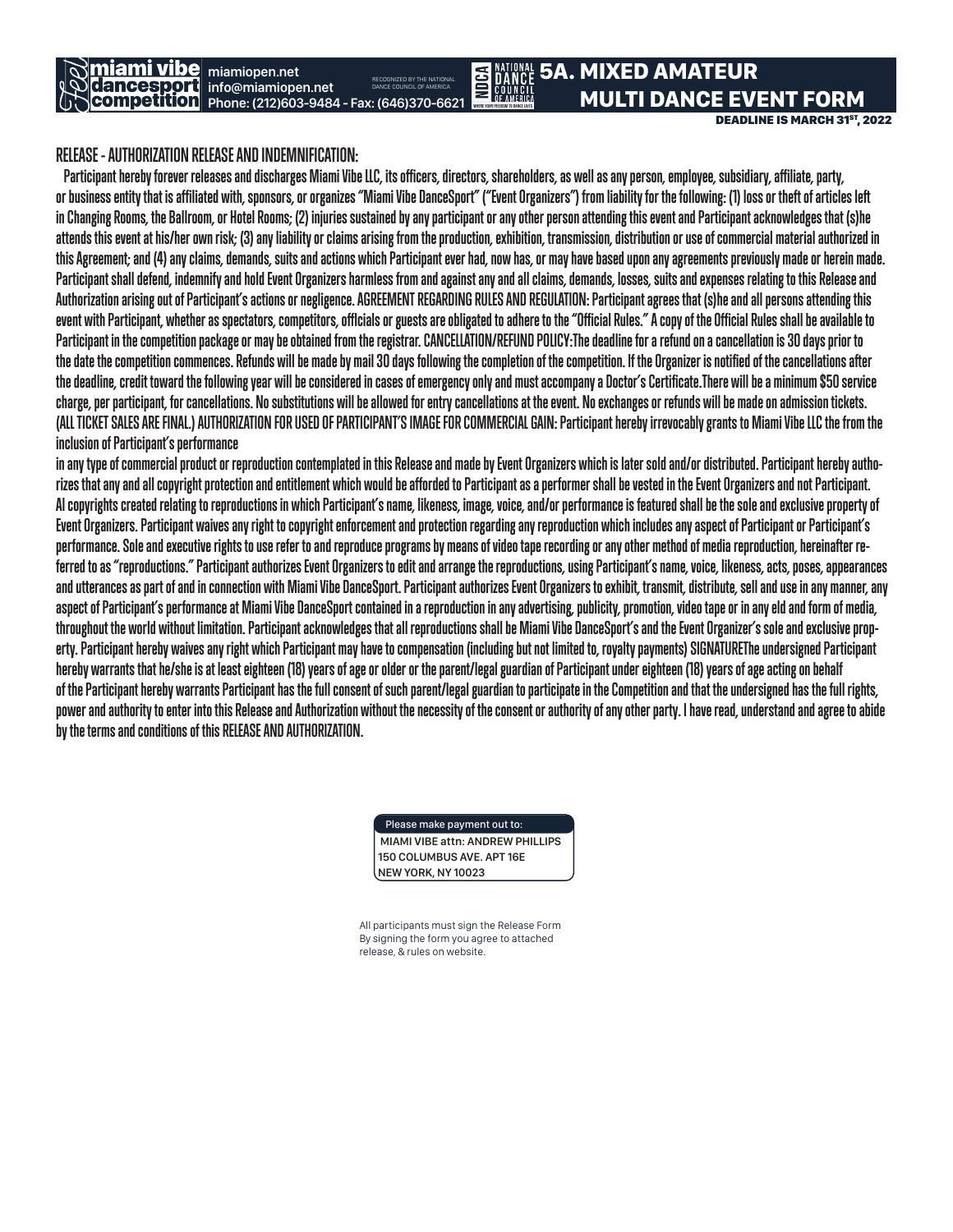# 5A. MIXED AMATEUR MULTI DANCE EVENT FORM

**DEADLINE IS MARCH 31ST, 2022**

miami vibe dancesport competition
miamiopen.net
info@miamiopen.net
Phone: (212)603-9484 - Fax: (646)370-6621

RECOGNIZED BY THE NATIONAL DANCE COUNCIL OF AMERICA

## RELEASE - AUTHORIZATION RELEASE AND INDEMNIFICATION:

Participant hereby forever releases and discharges Miami Vibe LLC, its officers, directors, shareholders, as well as any person, employee, subsidiary, affiliate, party, or business entity that is affiliated with, sponsors, or organizes "Miami Vibe DanceSport" ("Event Organizers") from liability for the following: (1) loss or theft of articles left in Changing Rooms, the Ballroom, or Hotel Rooms; (2) injuries sustained by any participant or any other person attending this event and Participant acknowledges that (s)he attends this event at his/her own risk; (3) any liability or claims arising from the production, exhibition, transmission, distribution or use of commercial material authorized in this Agreement; and (4) any claims, demands, suits and actions which Participant ever had, now has, or may have based upon any agreements previously made or herein made. Participant shall defend, indemnify and hold Event Organizers harmless from and against any and all claims, demands, losses, suits and expenses relating to this Release and Authorization arising out of Participant's actions or negligence. AGREEMENT REGARDING RULES AND REGULATION: Participant agrees that (s)he and all persons attending this event with Participant, whether as spectators, competitors, officials or guests are obligated to adhere to the "Official Rules." A copy of the Official Rules shall be available to Participant in the competition package or may be obtained from the registrar. CANCELLATION/REFUND POLICY:The deadline for a refund on a cancellation is 30 days prior to the date the competition commences. Refunds will be made by mail 30 days following the completion of the competition. If the Organizer is notified of the cancellations after the deadline, credit toward the following year will be considered in cases of emergency only and must accompany a Doctor's Certificate.There will be a minimum $50 service charge, per participant, for cancellations. No substitutions will be allowed for entry cancellations at the event. No exchanges or refunds will be made on admission tickets. (ALL TICKET SALES ARE FINAL.) AUTHORIZATION FOR USED OF PARTICIPANT'S IMAGE FOR COMMERCIAL GAIN: Participant hereby irrevocably grants to Miami Vibe LLC the from the inclusion of Participant's performance
in any type of commercial product or reproduction contemplated in this Release and made by Event Organizers which is later sold and/or distributed. Participant hereby authorizes that any and all copyright protection and entitlement which would be afforded to Participant as a performer shall be vested in the Event Organizers and not Participant. Al copyrights created relating to reproductions in which Participant's name, likeness, image, voice, and/or performance is featured shall be the sole and exclusive property of Event Organizers. Participant waives any right to copyright enforcement and protection regarding any reproduction which includes any aspect of Participant or Participant's performance. Sole and executive rights to use refer to and reproduce programs by means of video tape recording or any other method of media reproduction, hereinafter referred to as "reproductions." Participant authorizes Event Organizers to edit and arrange the reproductions, using Participant's name, voice, likeness, acts, poses, appearances and utterances as part of and in connection with Miami Vibe DanceSport. Participant authorizes Event Organizers to exhibit, transmit, distribute, sell and use in any manner, any aspect of Participant's performance at Miami Vibe DanceSport contained in a reproduction in any advertising, publicity, promotion, video tape or in any eld and form of media, throughout the world without limitation. Participant acknowledges that all reproductions shall be Miami Vibe DanceSport's and the Event Organizer's sole and exclusive property. Participant hereby waives any right which Participant may have to compensation (including but not limited to, royalty payments) SIGNATUREThe undersigned Participant hereby warrants that he/she is at least eighteen (18) years of age or older or the parent/legal guardian of Participant under eighteen (18) years of age acting on behalf of the Participant hereby warrants Participant has the full consent of such parent/legal guardian to participate in the Competition and that the undersigned has the full rights, power and authority to enter into this Release and Authorization without the necessity of the consent or authority of any other party. I have read, understand and agree to abide by the terms and conditions of this RELEASE AND AUTHORIZATION.

Please make payment out to:
MIAMI VIBE attn: ANDREW PHILLIPS
150 COLUMBUS AVE. APT 16E
NEW YORK, NY 10023

All participants must sign the Release Form
By signing the form you agree to attached release, & rules on website.